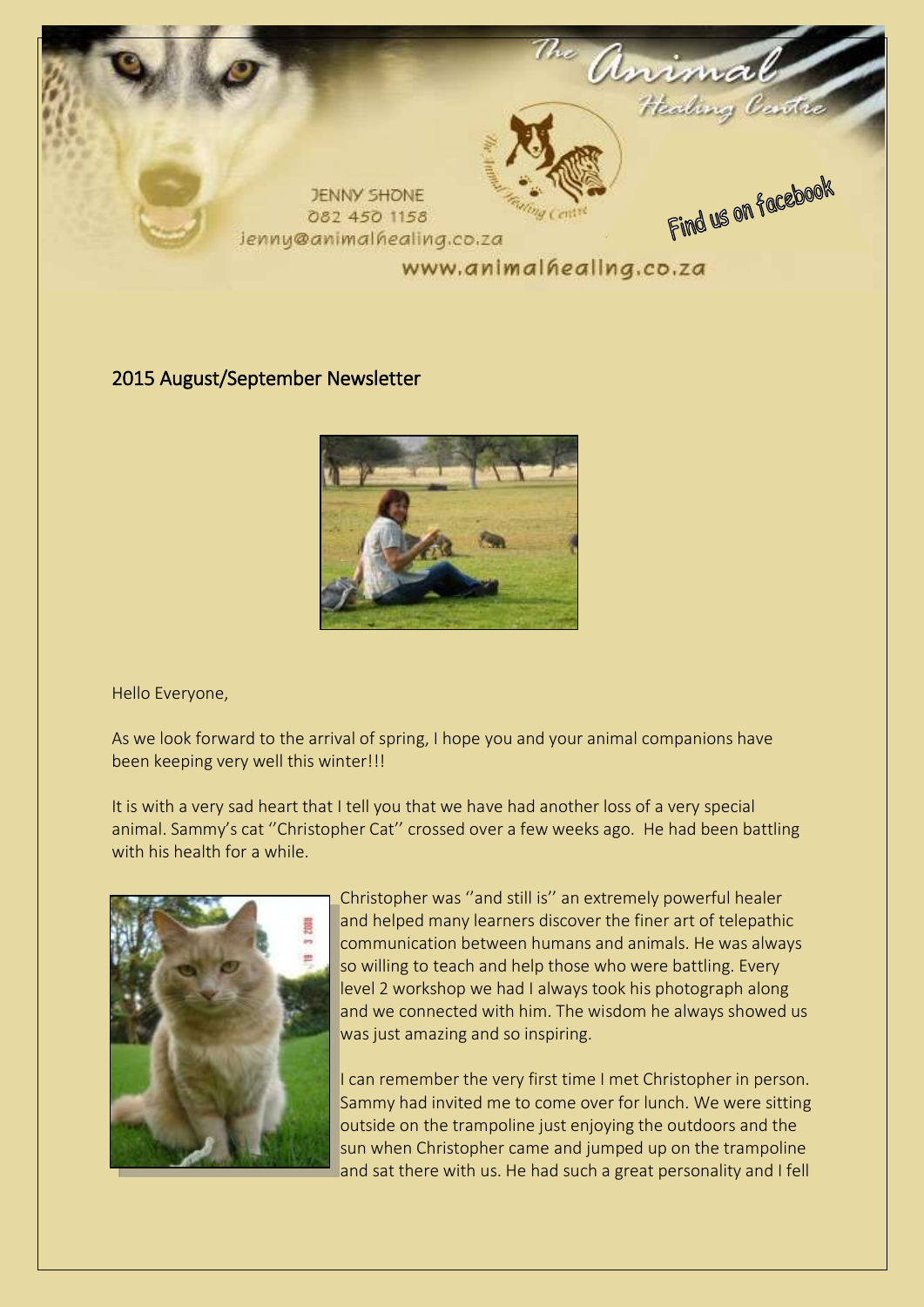The Animal Healing Centre

JENNY SHONE
082 450 1158
jenny@animalhealing.co.za

www.animalhealing.co.za

Find us on facebook

## 2015 August/September Newsletter

Hello Everyone,

As we look forward to the arrival of spring, I hope you and your animal companions have been keeping very well this winter!!!

It is with a very sad heart that I tell you that we have had another loss of a very special animal. Sammy's cat ''Christopher Cat'' crossed over a few weeks ago. He had been battling with his health for a while.

Christopher was ''and still is'' an extremely powerful healer and helped many learners discover the finer art of telepathic communication between humans and animals. He was always so willing to teach and help those who were battling. Every level 2 workshop we had I always took his photograph along and we connected with him. The wisdom he always showed us was just amazing and so inspiring.

I can remember the very first time I met Christopher in person. Sammy had invited me to come over for lunch. We were sitting outside on the trampoline just enjoying the outdoors and the sun when Christopher came and jumped up on the trampoline and sat there with us. He had such a great personality and I fell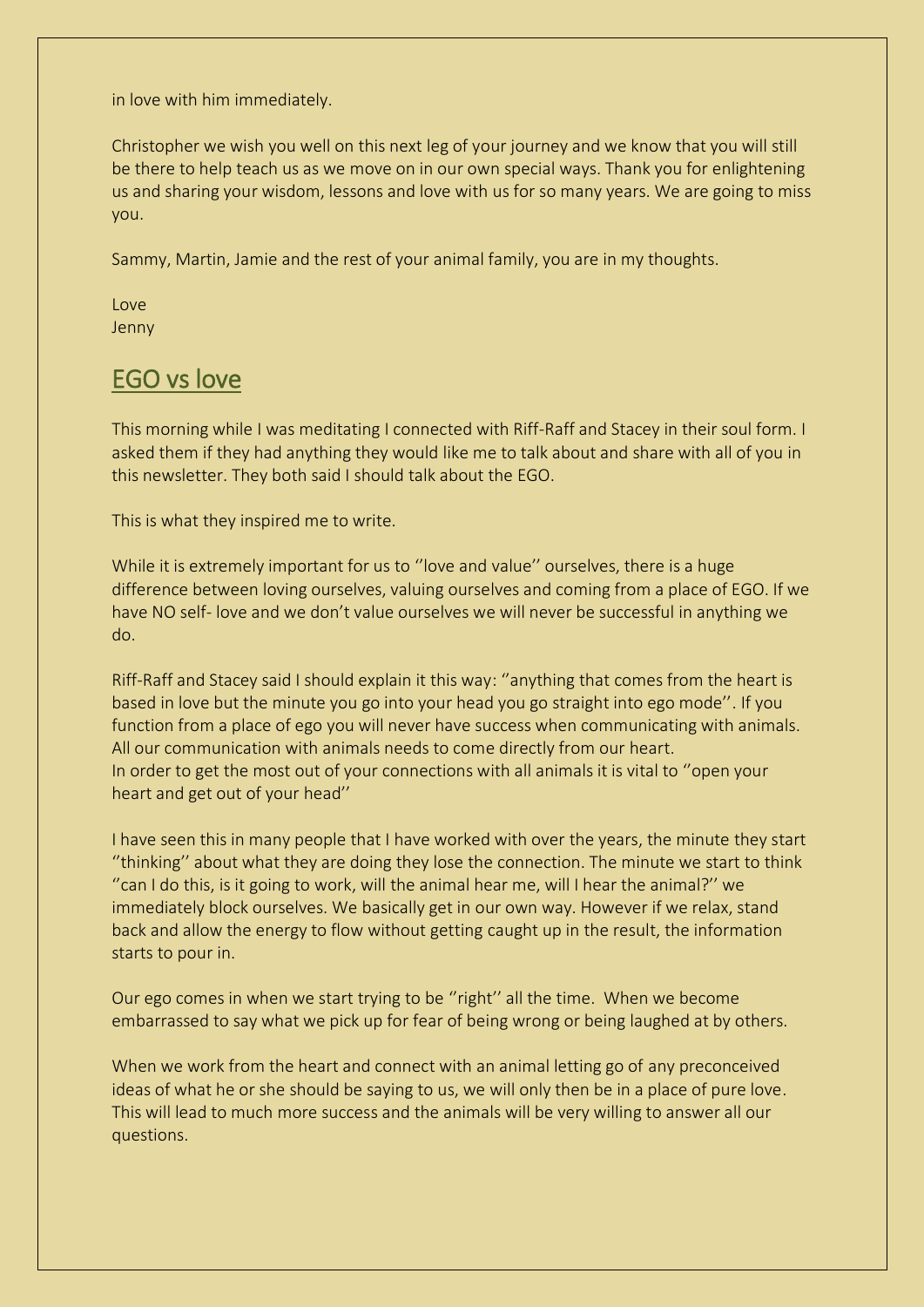in love with him immediately.

Christopher we wish you well on this next leg of your journey and we know that you will still be there to help teach us as we move on in our own special ways. Thank you for enlightening us and sharing your wisdom, lessons and love with us for so many years. We are going to miss you.

Sammy, Martin, Jamie and the rest of your animal family, you are in my thoughts.

Love
Jenny

## EGO vs love

This morning while I was meditating I connected with Riff-Raff and Stacey in their soul form. I asked them if they had anything they would like me to talk about and share with all of you in this newsletter. They both said I should talk about the EGO.

This is what they inspired me to write.

While it is extremely important for us to ''love and value'' ourselves, there is a huge difference between loving ourselves, valuing ourselves and coming from a place of EGO. If we have NO self- love and we don't value ourselves we will never be successful in anything we do.

Riff-Raff and Stacey said I should explain it this way: ''anything that comes from the heart is based in love but the minute you go into your head you go straight into ego mode''. If you function from a place of ego you will never have success when communicating with animals. All our communication with animals needs to come directly from our heart.
In order to get the most out of your connections with all animals it is vital to ''open your heart and get out of your head''

I have seen this in many people that I have worked with over the years, the minute they start ''thinking'' about what they are doing they lose the connection. The minute we start to think ''can I do this, is it going to work, will the animal hear me, will I hear the animal?'' we immediately block ourselves. We basically get in our own way. However if we relax, stand back and allow the energy to flow without getting caught up in the result, the information starts to pour in.

Our ego comes in when we start trying to be ''right'' all the time. When we become embarrassed to say what we pick up for fear of being wrong or being laughed at by others.

When we work from the heart and connect with an animal letting go of any preconceived ideas of what he or she should be saying to us, we will only then be in a place of pure love. This will lead to much more success and the animals will be very willing to answer all our questions.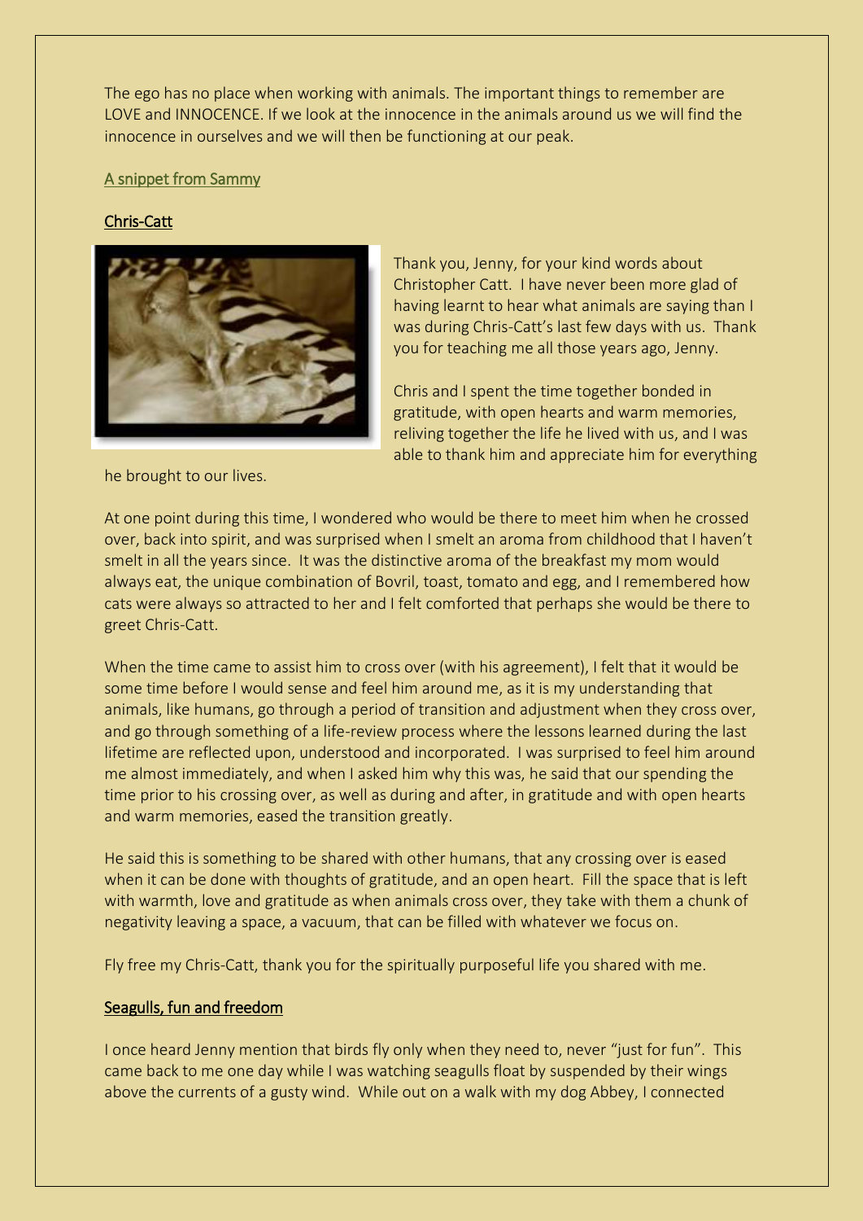The ego has no place when working with animals. The important things to remember are LOVE and INNOCENCE. If we look at the innocence in the animals around us we will find the innocence in ourselves and we will then be functioning at our peak.

## A snippet from Sammy

### Chris-Catt

Thank you, Jenny, for your kind words about Christopher Catt. I have never been more glad of having learnt to hear what animals are saying than I was during Chris-Catt's last few days with us. Thank you for teaching me all those years ago, Jenny.

Chris and I spent the time together bonded in gratitude, with open hearts and warm memories, reliving together the life he lived with us, and I was able to thank him and appreciate him for everything he brought to our lives.

At one point during this time, I wondered who would be there to meet him when he crossed over, back into spirit, and was surprised when I smelt an aroma from childhood that I haven't smelt in all the years since. It was the distinctive aroma of the breakfast my mom would always eat, the unique combination of Bovril, toast, tomato and egg, and I remembered how cats were always so attracted to her and I felt comforted that perhaps she would be there to greet Chris-Catt.

When the time came to assist him to cross over (with his agreement), I felt that it would be some time before I would sense and feel him around me, as it is my understanding that animals, like humans, go through a period of transition and adjustment when they cross over, and go through something of a life-review process where the lessons learned during the last lifetime are reflected upon, understood and incorporated. I was surprised to feel him around me almost immediately, and when I asked him why this was, he said that our spending the time prior to his crossing over, as well as during and after, in gratitude and with open hearts and warm memories, eased the transition greatly.

He said this is something to be shared with other humans, that any crossing over is eased when it can be done with thoughts of gratitude, and an open heart. Fill the space that is left with warmth, love and gratitude as when animals cross over, they take with them a chunk of negativity leaving a space, a vacuum, that can be filled with whatever we focus on.

Fly free my Chris-Catt, thank you for the spiritually purposeful life you shared with me.

### Seagulls, fun and freedom

I once heard Jenny mention that birds fly only when they need to, never "just for fun". This came back to me one day while I was watching seagulls float by suspended by their wings above the currents of a gusty wind. While out on a walk with my dog Abbey, I connected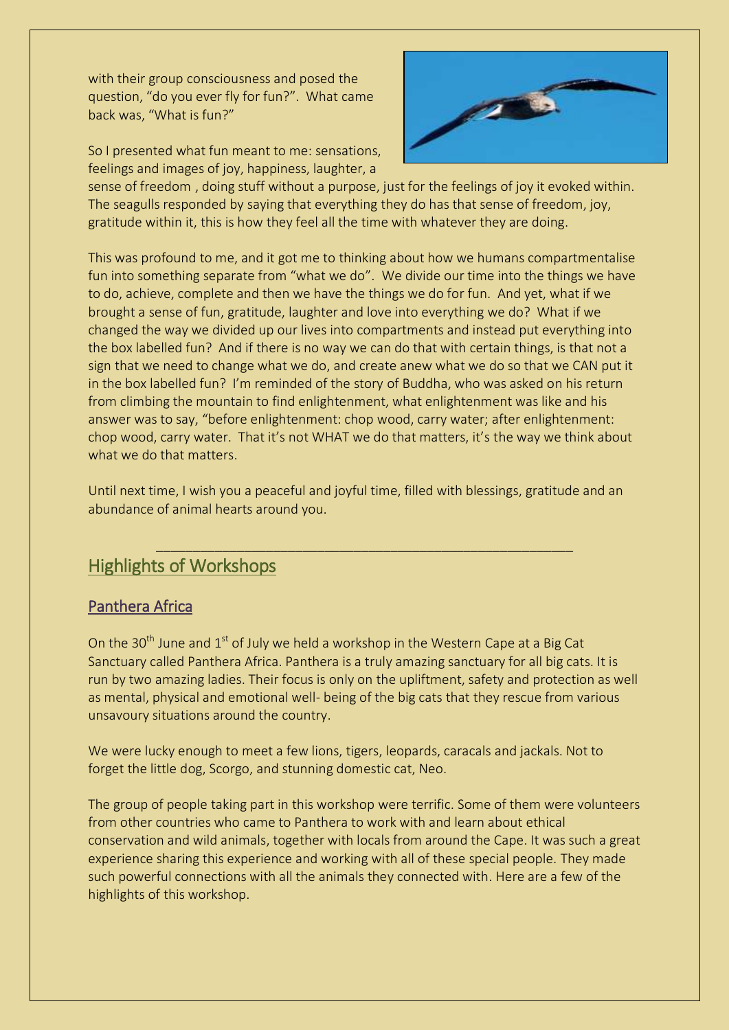with their group consciousness and posed the question, "do you ever fly for fun?". What came back was, "What is fun?"

So I presented what fun meant to me: sensations, feelings and images of joy, happiness, laughter, a sense of freedom , doing stuff without a purpose, just for the feelings of joy it evoked within. The seagulls responded by saying that everything they do has that sense of freedom, joy, gratitude within it, this is how they feel all the time with whatever they are doing.

This was profound to me, and it got me to thinking about how we humans compartmentalise fun into something separate from "what we do". We divide our time into the things we have to do, achieve, complete and then we have the things we do for fun. And yet, what if we brought a sense of fun, gratitude, laughter and love into everything we do? What if we changed the way we divided up our lives into compartments and instead put everything into the box labelled fun? And if there is no way we can do that with certain things, is that not a sign that we need to change what we do, and create anew what we do so that we CAN put it in the box labelled fun? I'm reminded of the story of Buddha, who was asked on his return from climbing the mountain to find enlightenment, what enlightenment was like and his answer was to say, "before enlightenment: chop wood, carry water; after enlightenment: chop wood, carry water. That it's not WHAT we do that matters, it's the way we think about what we do that matters.

Until next time, I wish you a peaceful and joyful time, filled with blessings, gratitude and an abundance of animal hearts around you.

---

## Highlights of Workshops

### Panthera Africa

On the 30th June and 1st of July we held a workshop in the Western Cape at a Big Cat Sanctuary called Panthera Africa. Panthera is a truly amazing sanctuary for all big cats. It is run by two amazing ladies. Their focus is only on the upliftment, safety and protection as well as mental, physical and emotional well- being of the big cats that they rescue from various unsavoury situations around the country.

We were lucky enough to meet a few lions, tigers, leopards, caracals and jackals. Not to forget the little dog, Scorgo, and stunning domestic cat, Neo.

The group of people taking part in this workshop were terrific. Some of them were volunteers from other countries who came to Panthera to work with and learn about ethical conservation and wild animals, together with locals from around the Cape. It was such a great experience sharing this experience and working with all of these special people. They made such powerful connections with all the animals they connected with. Here are a few of the highlights of this workshop.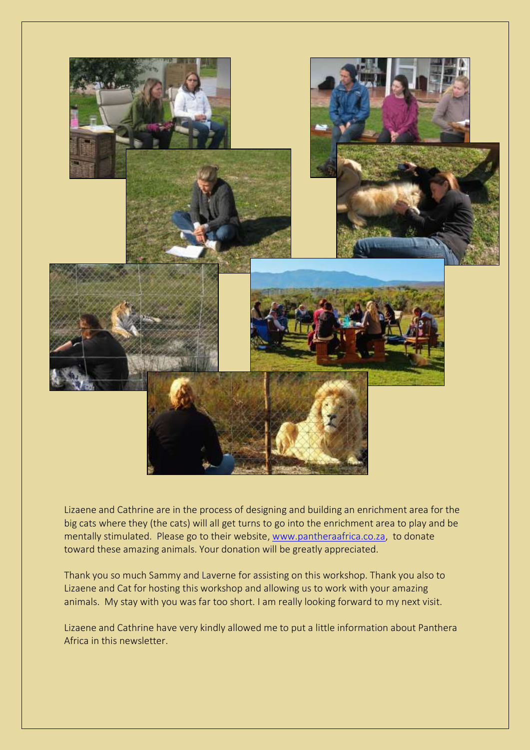Lizaene and Cathrine are in the process of designing and building an enrichment area for the big cats where they (the cats) will all get turns to go into the enrichment area to play and be mentally stimulated. Please go to their website, [www.pantheraafrica.co.za](http://www.pantheraafrica.co.za), to donate toward these amazing animals. Your donation will be greatly appreciated.

Thank you so much Sammy and Laverne for assisting on this workshop. Thank you also to Lizaene and Cat for hosting this workshop and allowing us to work with your amazing animals. My stay with you was far too short. I am really looking forward to my next visit.

Lizaene and Cathrine have very kindly allowed me to put a little information about Panthera Africa in this newsletter.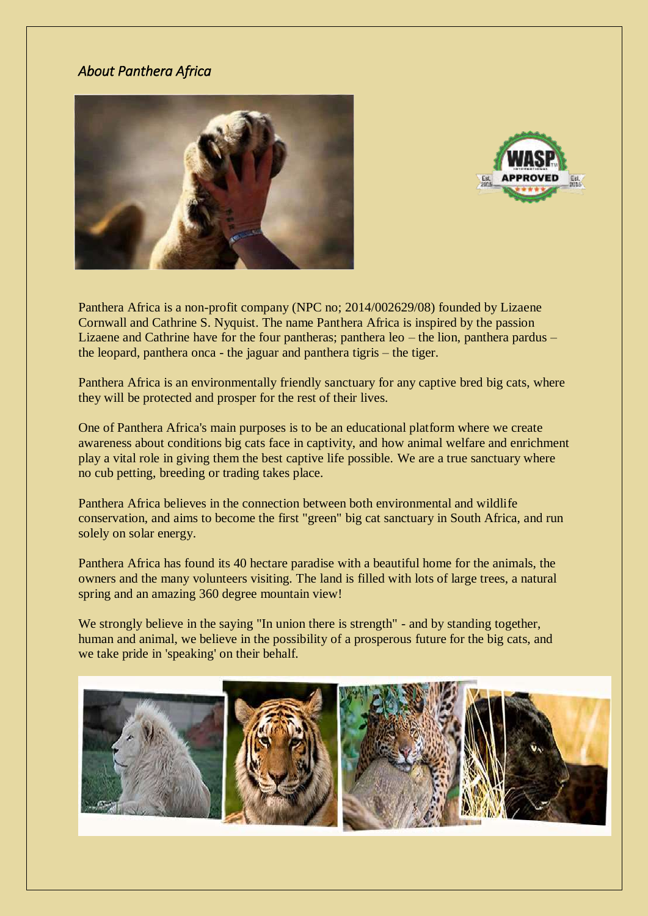*About Panthera Africa*

Panthera Africa is a non-profit company (NPC no; 2014/002629/08) founded by Lizaene Cornwall and Cathrine S. Nyquist. The name Panthera Africa is inspired by the passion Lizaene and Cathrine have for the four pantheras; panthera leo – the lion, panthera pardus – the leopard, panthera onca - the jaguar and panthera tigris – the tiger.

Panthera Africa is an environmentally friendly sanctuary for any captive bred big cats, where they will be protected and prosper for the rest of their lives.

One of Panthera Africa's main purposes is to be an educational platform where we create awareness about conditions big cats face in captivity, and how animal welfare and enrichment play a vital role in giving them the best captive life possible. We are a true sanctuary where no cub petting, breeding or trading takes place.

Panthera Africa believes in the connection between both environmental and wildlife conservation, and aims to become the first "green" big cat sanctuary in South Africa, and run solely on solar energy.

Panthera Africa has found its 40 hectare paradise with a beautiful home for the animals, the owners and the many volunteers visiting. The land is filled with lots of large trees, a natural spring and an amazing 360 degree mountain view!

We strongly believe in the saying "In union there is strength" - and by standing together, human and animal, we believe in the possibility of a prosperous future for the big cats, and we take pride in 'speaking' on their behalf.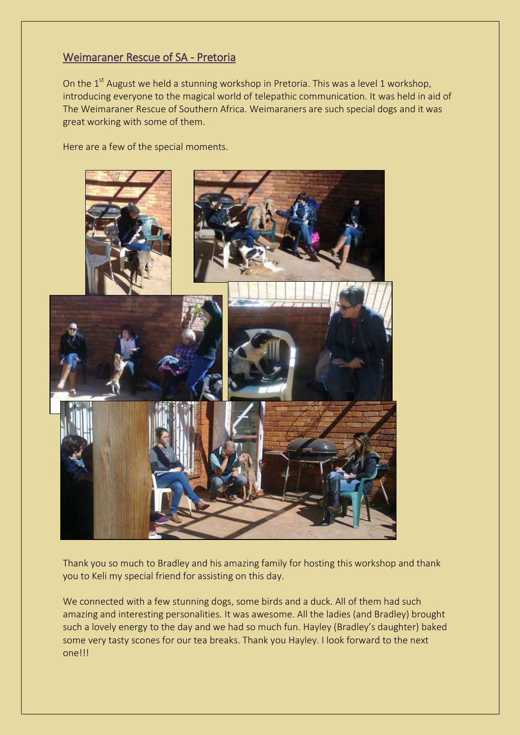## Weimaraner Rescue of SA - Pretoria

On the 1st August we held a stunning workshop in Pretoria. This was a level 1 workshop, introducing everyone to the magical world of telepathic communication. It was held in aid of The Weimaraner Rescue of Southern Africa. Weimaraners are such special dogs and it was great working with some of them.

Here are a few of the special moments.

Thank you so much to Bradley and his amazing family for hosting this workshop and thank you to Keli my special friend for assisting on this day.

We connected with a few stunning dogs, some birds and a duck. All of them had such amazing and interesting personalities. It was awesome. All the ladies (and Bradley) brought such a lovely energy to the day and we had so much fun. Hayley (Bradley's daughter) baked some very tasty scones for our tea breaks. Thank you Hayley. I look forward to the next one!!!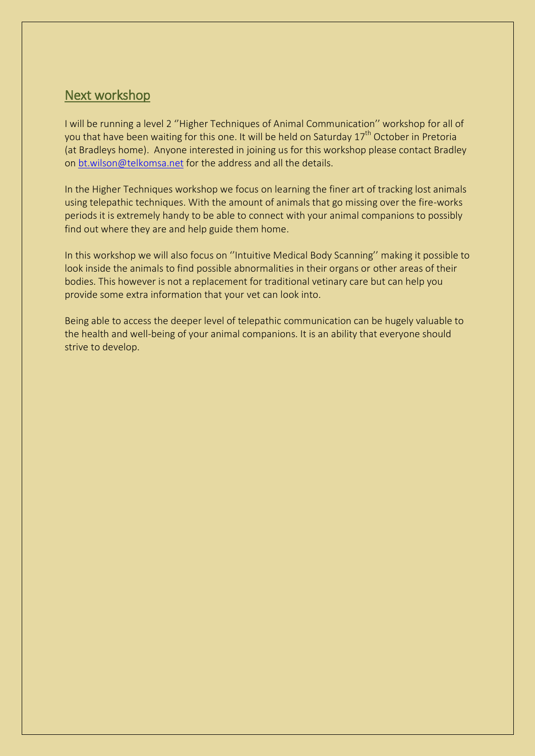## Next workshop

I will be running a level 2 ''Higher Techniques of Animal Communication'' workshop for all of you that have been waiting for this one. It will be held on Saturday 17th October in Pretoria (at Bradleys home). Anyone interested in joining us for this workshop please contact Bradley on bt.wilson@telkomsa.net for the address and all the details.

In the Higher Techniques workshop we focus on learning the finer art of tracking lost animals using telepathic techniques. With the amount of animals that go missing over the fire-works periods it is extremely handy to be able to connect with your animal companions to possibly find out where they are and help guide them home.

In this workshop we will also focus on ''Intuitive Medical Body Scanning'' making it possible to look inside the animals to find possible abnormalities in their organs or other areas of their bodies. This however is not a replacement for traditional vetinary care but can help you provide some extra information that your vet can look into.

Being able to access the deeper level of telepathic communication can be hugely valuable to the health and well-being of your animal companions. It is an ability that everyone should strive to develop.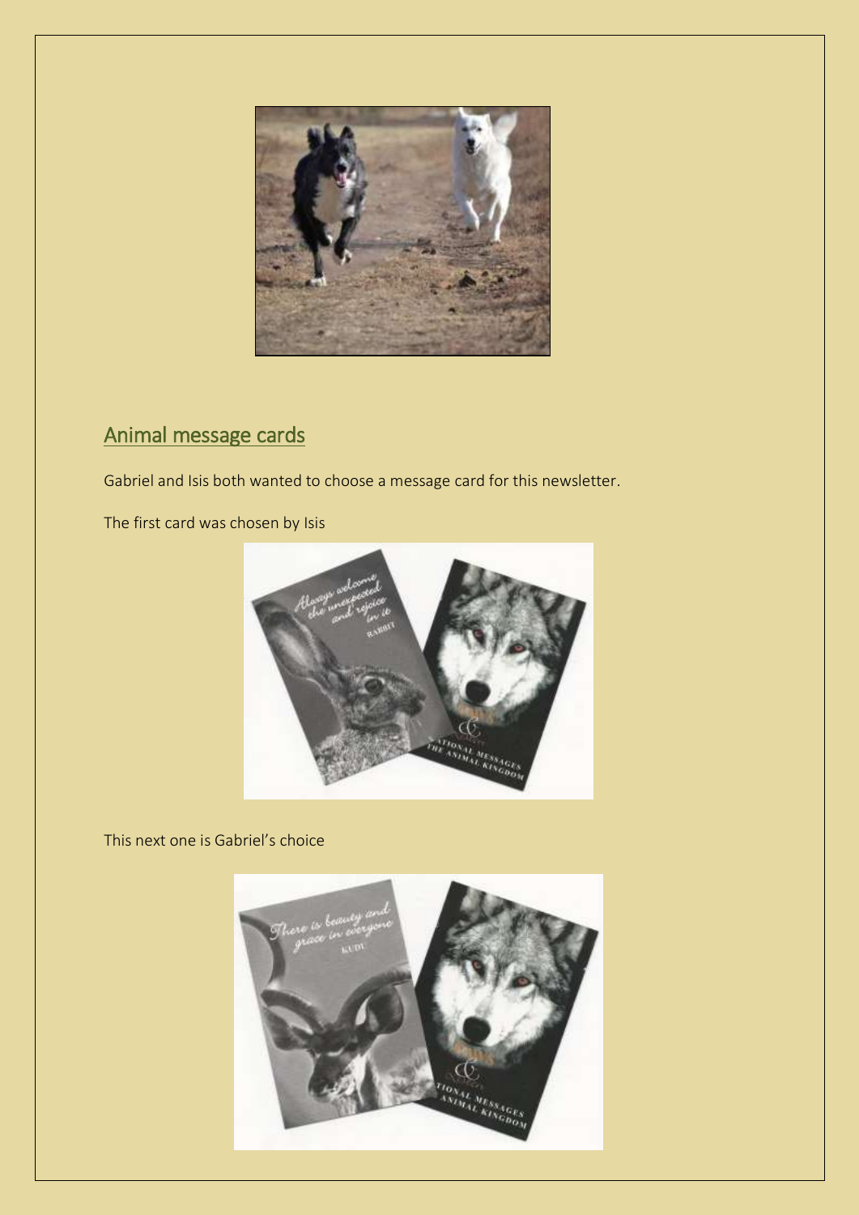## Animal message cards

Gabriel and Isis both wanted to choose a message card for this newsletter.

The first card was chosen by Isis

This next one is Gabriel's choice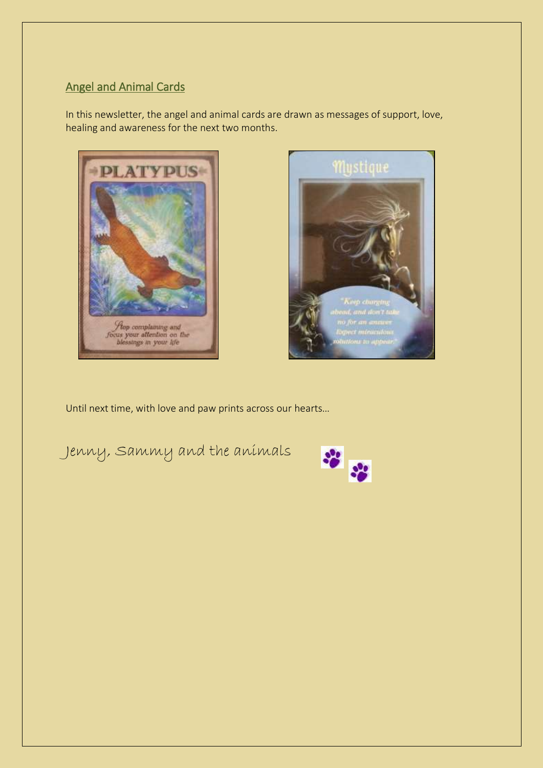## Angel and Animal Cards

In this newsletter, the angel and animal cards are drawn as messages of support, love, healing and awareness for the next two months.

Until next time, with love and paw prints across our hearts…

Jenny, Sammy and the animals